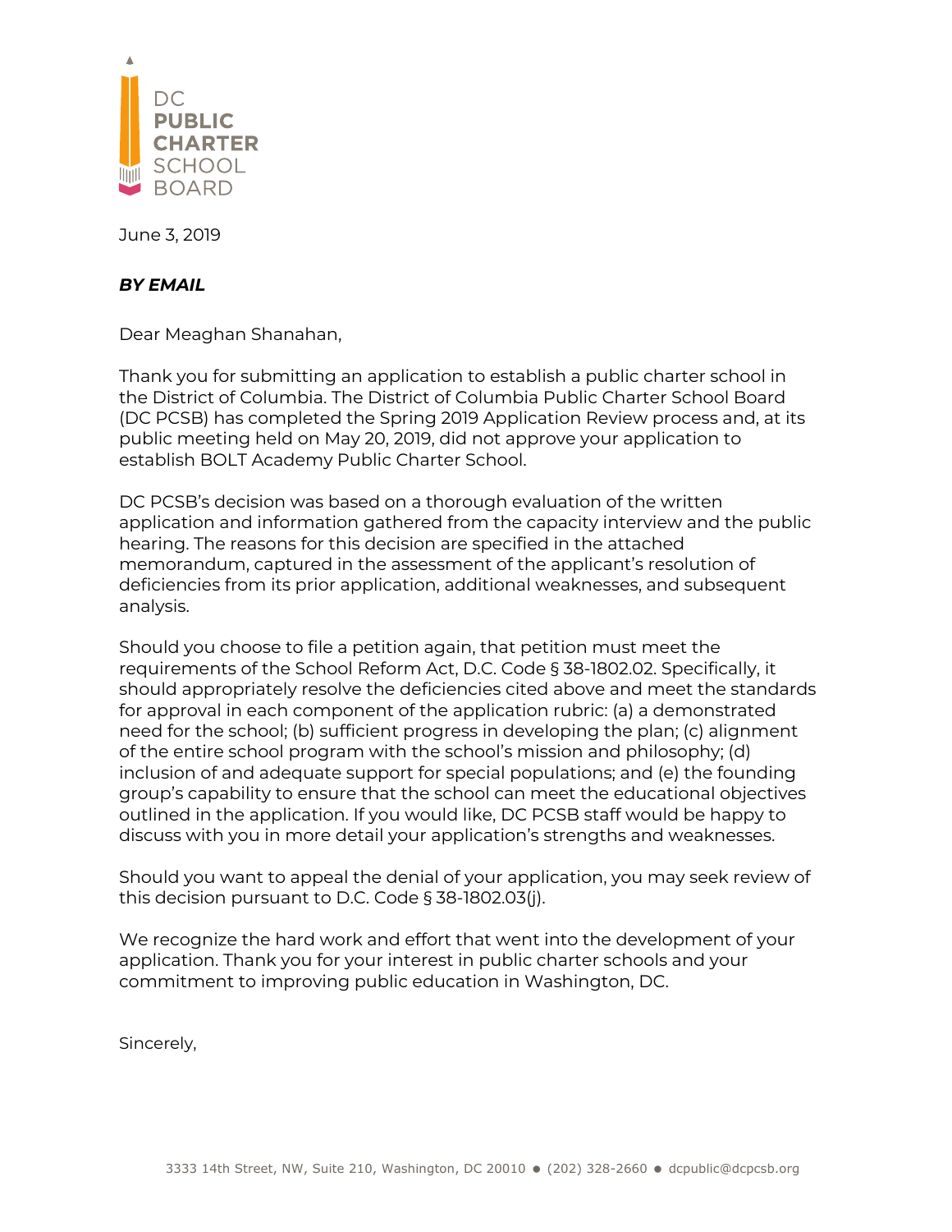DC PUBLIC CHARTER SCHOOL BOARD

June 3, 2019

***BY EMAIL***

Dear Meaghan Shanahan,

Thank you for submitting an application to establish a public charter school in the District of Columbia. The District of Columbia Public Charter School Board (DC PCSB) has completed the Spring 2019 Application Review process and, at its public meeting held on May 20, 2019, did not approve your application to establish BOLT Academy Public Charter School.

DC PCSB's decision was based on a thorough evaluation of the written application and information gathered from the capacity interview and the public hearing. The reasons for this decision are specified in the attached memorandum, captured in the assessment of the applicant's resolution of deficiencies from its prior application, additional weaknesses, and subsequent analysis.

Should you choose to file a petition again, that petition must meet the requirements of the School Reform Act, D.C. Code § 38-1802.02. Specifically, it should appropriately resolve the deficiencies cited above and meet the standards for approval in each component of the application rubric: (a) a demonstrated need for the school; (b) sufficient progress in developing the plan; (c) alignment of the entire school program with the school's mission and philosophy; (d) inclusion of and adequate support for special populations; and (e) the founding group's capability to ensure that the school can meet the educational objectives outlined in the application. If you would like, DC PCSB staff would be happy to discuss with you in more detail your application's strengths and weaknesses.

Should you want to appeal the denial of your application, you may seek review of this decision pursuant to D.C. Code § 38-1802.03(j).

We recognize the hard work and effort that went into the development of your application. Thank you for your interest in public charter schools and your commitment to improving public education in Washington, DC.

Sincerely,

3333 14th Street, NW, Suite 210, Washington, DC 20010 ● (202) 328-2660 ● dcpublic@dcpcsb.org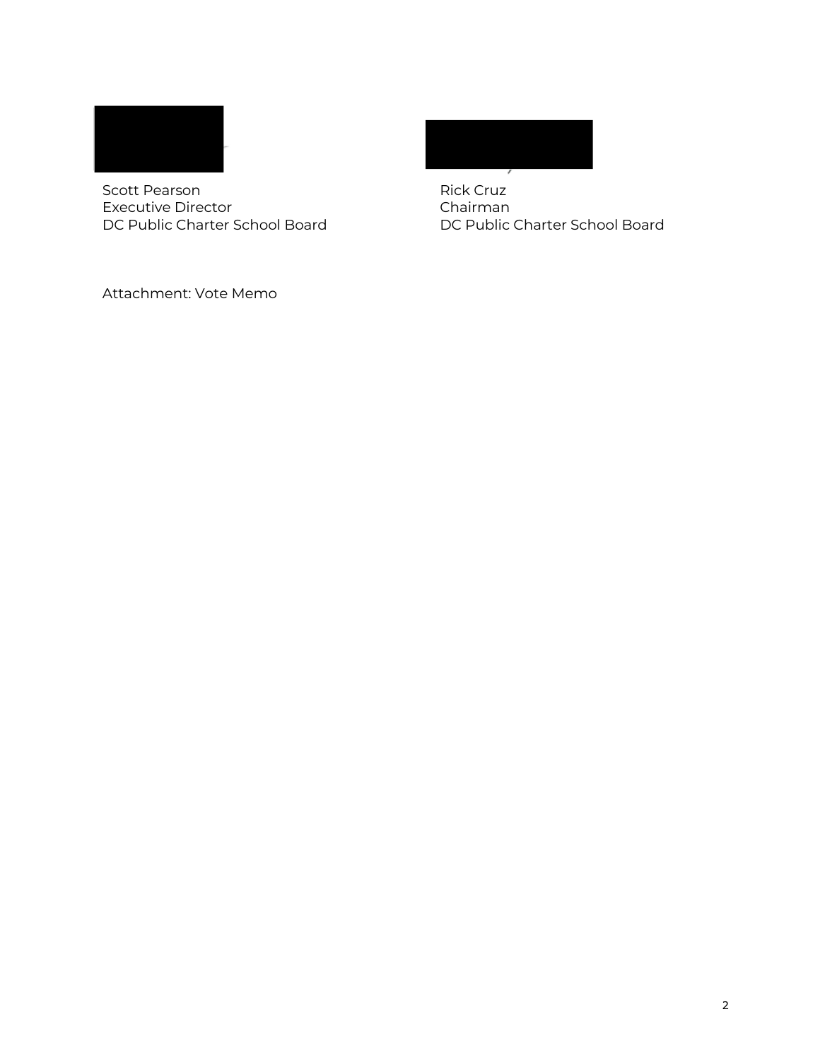Scott Pearson
Executive Director
DC Public Charter School Board

Rick Cruz
Chairman
DC Public Charter School Board

Attachment: Vote Memo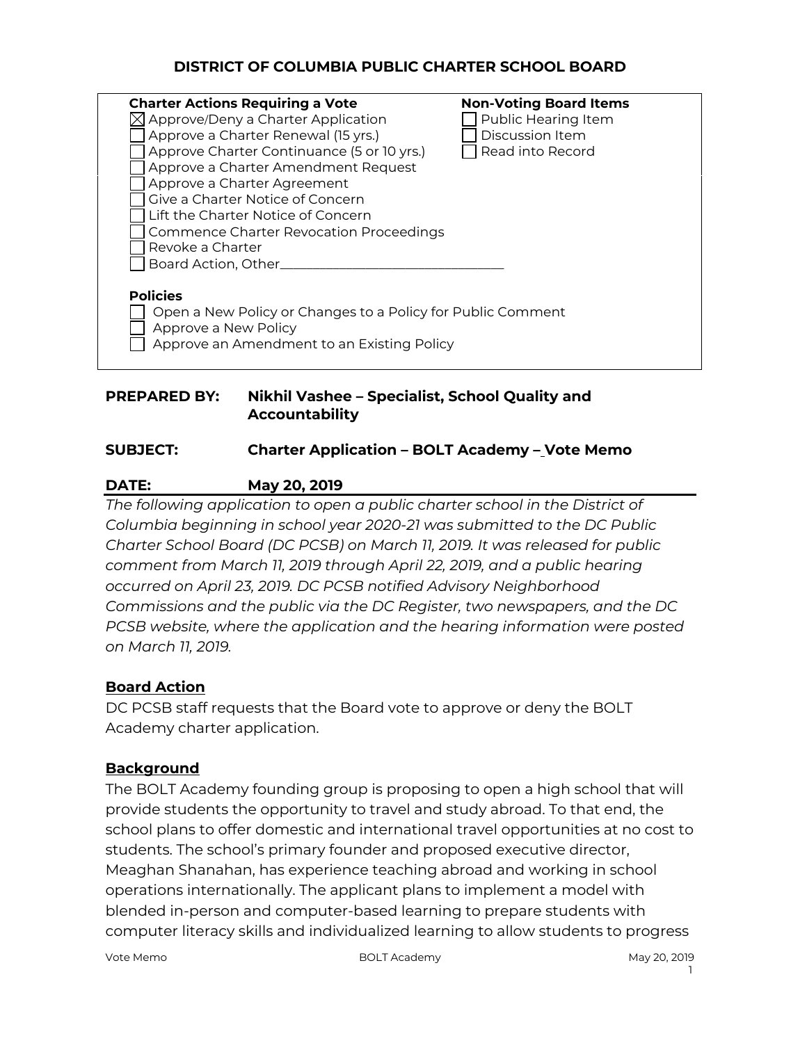**DISTRICT OF COLUMBIA PUBLIC CHARTER SCHOOL BOARD**

**Charter Actions Requiring a Vote**
- ☒ Approve/Deny a Charter Application
- ☐ Approve a Charter Renewal (15 yrs.)
- ☐ Approve Charter Continuance (5 or 10 yrs.)
- ☐ Approve a Charter Amendment Request
- ☐ Approve a Charter Agreement
- ☐ Give a Charter Notice of Concern
- ☐ Lift the Charter Notice of Concern
- ☐ Commence Charter Revocation Proceedings
- ☐ Revoke a Charter
- ☐ Board Action, Other_______________________________

**Non-Voting Board Items**
- ☐ Public Hearing Item
- ☐ Discussion Item
- ☐ Read into Record

**Policies**
- ☐ Open a New Policy or Changes to a Policy for Public Comment
- ☐ Approve a New Policy
- ☐ Approve an Amendment to an Existing Policy

**PREPARED BY:** **Nikhil Vashee – Specialist, School Quality and Accountability**

**SUBJECT:** **Charter Application – BOLT Academy – Vote Memo**

**DATE:** **May 20, 2019**

*The following application to open a public charter school in the District of Columbia beginning in school year 2020-21 was submitted to the DC Public Charter School Board (DC PCSB) on March 11, 2019. It was released for public comment from March 11, 2019 through April 22, 2019, and a public hearing occurred on April 23, 2019. DC PCSB notified Advisory Neighborhood Commissions and the public via the DC Register, two newspapers, and the DC PCSB website, where the application and the hearing information were posted on March 11, 2019.*

## Board Action

DC PCSB staff requests that the Board vote to approve or deny the BOLT Academy charter application.

## Background

The BOLT Academy founding group is proposing to open a high school that will provide students the opportunity to travel and study abroad. To that end, the school plans to offer domestic and international travel opportunities at no cost to students. The school's primary founder and proposed executive director, Meaghan Shanahan, has experience teaching abroad and working in school operations internationally. The applicant plans to implement a model with blended in-person and computer-based learning to prepare students with computer literacy skills and individualized learning to allow students to progress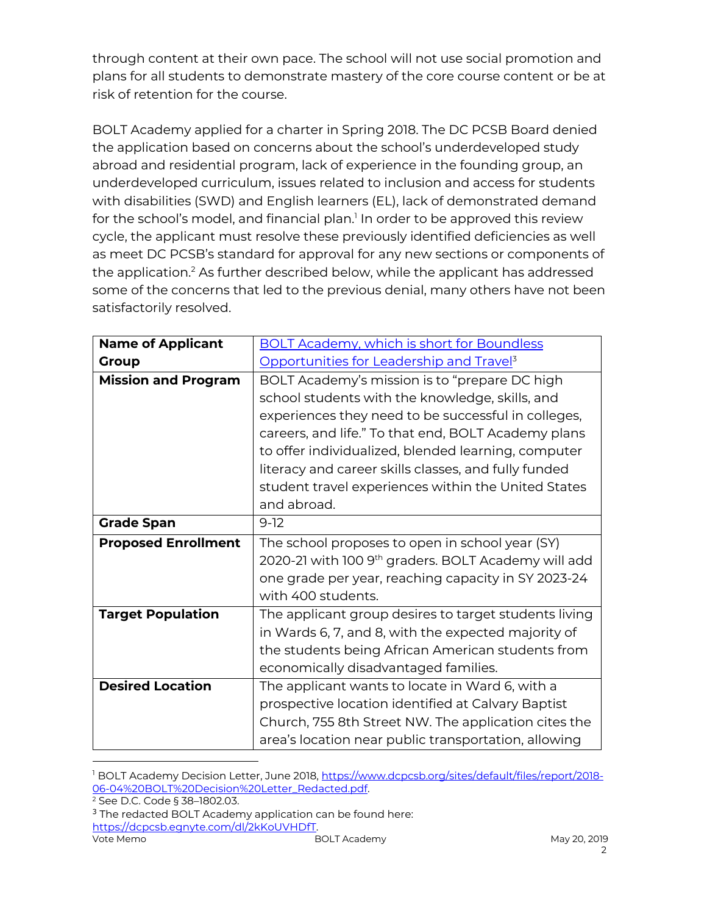through content at their own pace. The school will not use social promotion and plans for all students to demonstrate mastery of the core course content or be at risk of retention for the course.

BOLT Academy applied for a charter in Spring 2018. The DC PCSB Board denied the application based on concerns about the school's underdeveloped study abroad and residential program, lack of experience in the founding group, an underdeveloped curriculum, issues related to inclusion and access for students with disabilities (SWD) and English learners (EL), lack of demonstrated demand for the school's model, and financial plan.[1] In order to be approved this review cycle, the applicant must resolve these previously identified deficiencies as well as meet DC PCSB's standard for approval for any new sections or components of the application.[2] As further described below, while the applicant has addressed some of the concerns that led to the previous denial, many others have not been satisfactorily resolved.

| **Name of Applicant Group** | BOLT Academy, which is short for Boundless Opportunities for Leadership and Travel[3] |
|---|---|
| **Mission and Program** | BOLT Academy's mission is to "prepare DC high school students with the knowledge, skills, and experiences they need to be successful in colleges, careers, and life." To that end, BOLT Academy plans to offer individualized, blended learning, computer literacy and career skills classes, and fully funded student travel experiences within the United States and abroad. |
| **Grade Span** | 9-12 |
| **Proposed Enrollment** | The school proposes to open in school year (SY) 2020-21 with 100 9th graders. BOLT Academy will add one grade per year, reaching capacity in SY 2023-24 with 400 students. |
| **Target Population** | The applicant group desires to target students living in Wards 6, 7, and 8, with the expected majority of the students being African American students from economically disadvantaged families. |
| **Desired Location** | The applicant wants to locate in Ward 6, with a prospective location identified at Calvary Baptist Church, 755 8th Street NW. The application cites the area's location near public transportation, allowing |

[1] BOLT Academy Decision Letter, June 2018, https://www.dcpcsb.org/sites/default/files/report/2018-06-04%20BOLT%20Decision%20Letter_Redacted.pdf.

[2] See D.C. Code § 38–1802.03.

[3] The redacted BOLT Academy application can be found here: https://dcpcsb.egnyte.com/dl/2kKoUVHDfT.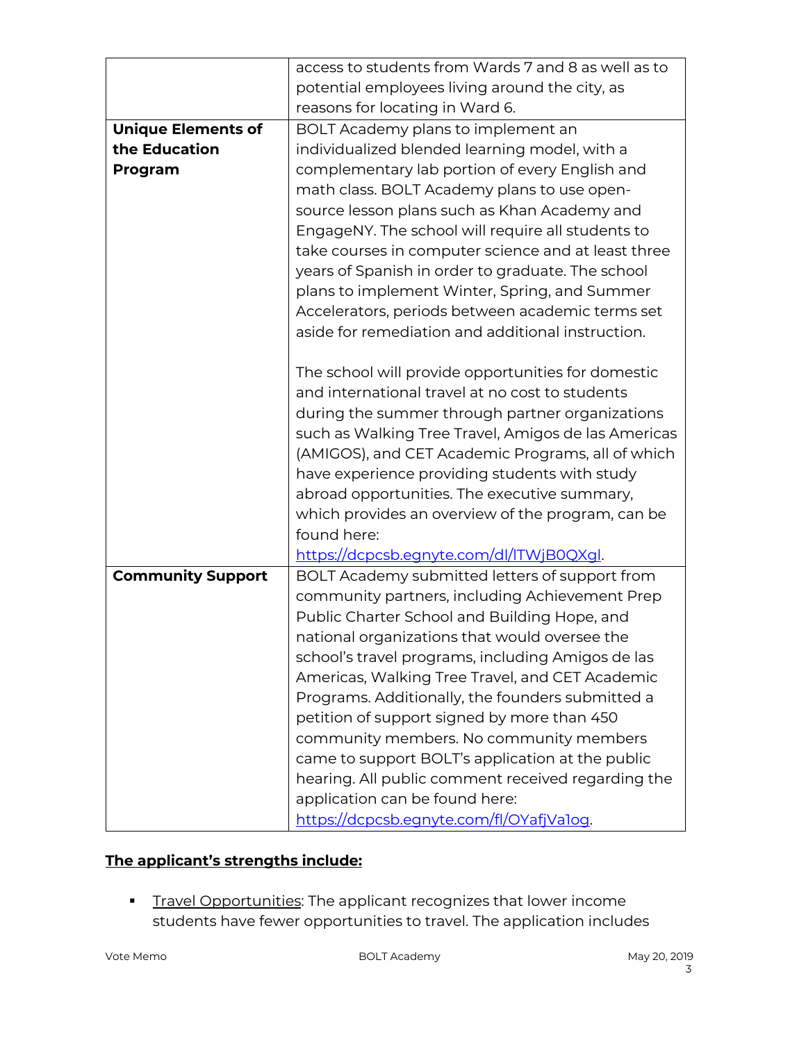| | |
|---|---|
| | access to students from Wards 7 and 8 as well as to potential employees living around the city, as reasons for locating in Ward 6. |
| **Unique Elements of the Education Program** | BOLT Academy plans to implement an individualized blended learning model, with a complementary lab portion of every English and math class. BOLT Academy plans to use open-source lesson plans such as Khan Academy and EngageNY. The school will require all students to take courses in computer science and at least three years of Spanish in order to graduate. The school plans to implement Winter, Spring, and Summer Accelerators, periods between academic terms set aside for remediation and additional instruction.<br><br>The school will provide opportunities for domestic and international travel at no cost to students during the summer through partner organizations such as Walking Tree Travel, Amigos de las Americas (AMIGOS), and CET Academic Programs, all of which have experience providing students with study abroad opportunities. The executive summary, which provides an overview of the program, can be found here: [https://dcpcsb.egnyte.com/dl/lTWjB0QXgl](https://dcpcsb.egnyte.com/dl/lTWjB0QXgl). |
| **Community Support** | BOLT Academy submitted letters of support from community partners, including Achievement Prep Public Charter School and Building Hope, and national organizations that would oversee the school's travel programs, including Amigos de las Americas, Walking Tree Travel, and CET Academic Programs. Additionally, the founders submitted a petition of support signed by more than 450 community members. No community members came to support BOLT's application at the public hearing. All public comment received regarding the application can be found here: [https://dcpcsb.egnyte.com/fl/OYafjVa1og](https://dcpcsb.egnyte.com/fl/OYafjVa1og). |

**The applicant's strengths include:**

- Travel Opportunities: The applicant recognizes that lower income students have fewer opportunities to travel. The application includes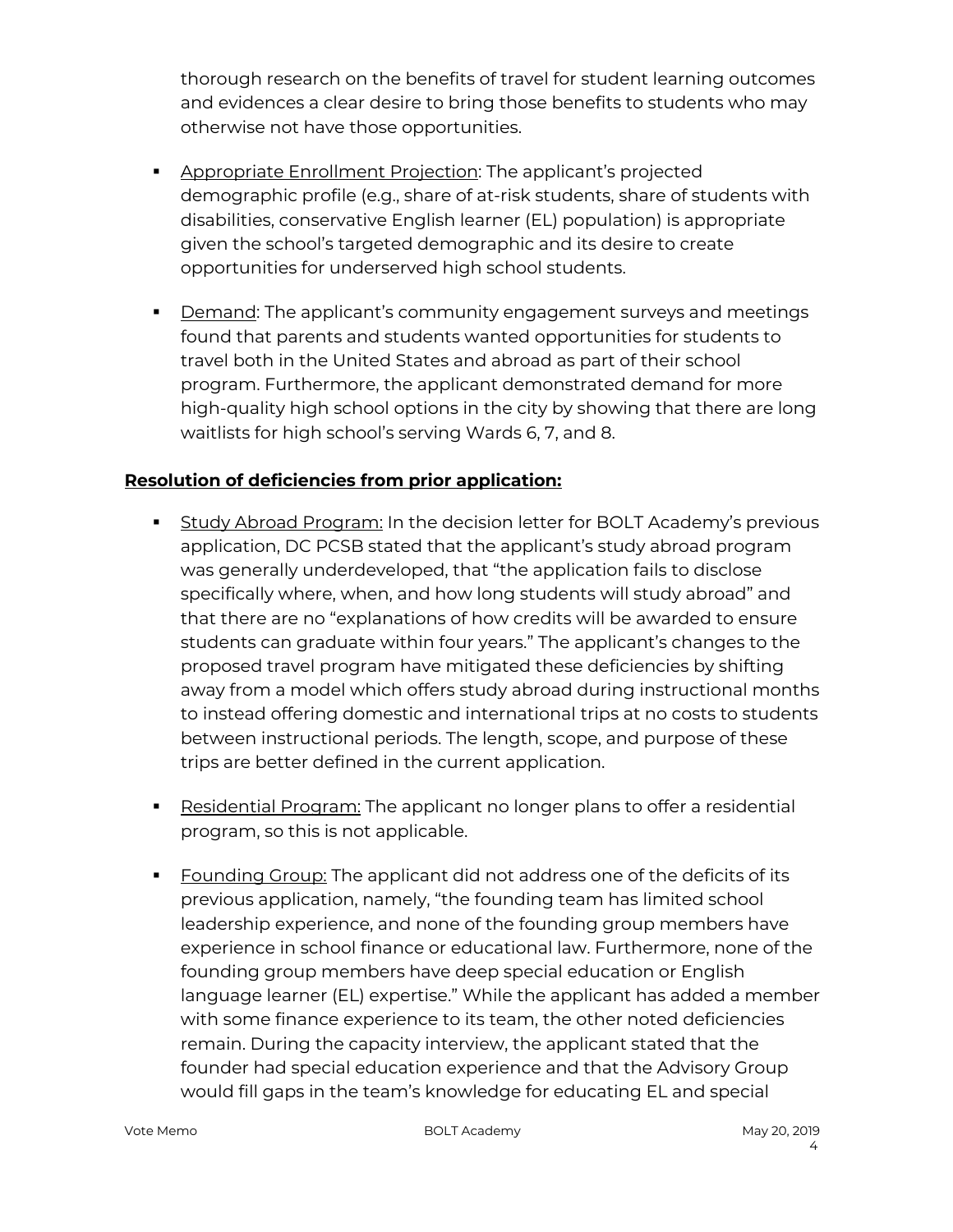thorough research on the benefits of travel for student learning outcomes and evidences a clear desire to bring those benefits to students who may otherwise not have those opportunities.

- Appropriate Enrollment Projection: The applicant's projected demographic profile (e.g., share of at-risk students, share of students with disabilities, conservative English learner (EL) population) is appropriate given the school's targeted demographic and its desire to create opportunities for underserved high school students.
- Demand: The applicant's community engagement surveys and meetings found that parents and students wanted opportunities for students to travel both in the United States and abroad as part of their school program. Furthermore, the applicant demonstrated demand for more high-quality high school options in the city by showing that there are long waitlists for high school's serving Wards 6, 7, and 8.

**Resolution of deficiencies from prior application:**

- Study Abroad Program: In the decision letter for BOLT Academy's previous application, DC PCSB stated that the applicant's study abroad program was generally underdeveloped, that "the application fails to disclose specifically where, when, and how long students will study abroad" and that there are no "explanations of how credits will be awarded to ensure students can graduate within four years." The applicant's changes to the proposed travel program have mitigated these deficiencies by shifting away from a model which offers study abroad during instructional months to instead offering domestic and international trips at no costs to students between instructional periods. The length, scope, and purpose of these trips are better defined in the current application.
- Residential Program: The applicant no longer plans to offer a residential program, so this is not applicable.
- Founding Group: The applicant did not address one of the deficits of its previous application, namely, "the founding team has limited school leadership experience, and none of the founding group members have experience in school finance or educational law. Furthermore, none of the founding group members have deep special education or English language learner (EL) expertise." While the applicant has added a member with some finance experience to its team, the other noted deficiencies remain. During the capacity interview, the applicant stated that the founder had special education experience and that the Advisory Group would fill gaps in the team's knowledge for educating EL and special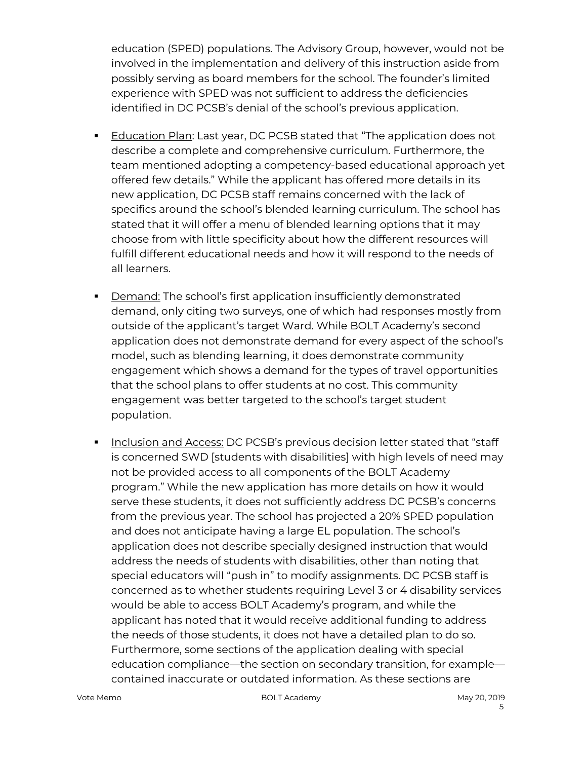education (SPED) populations. The Advisory Group, however, would not be involved in the implementation and delivery of this instruction aside from possibly serving as board members for the school. The founder's limited experience with SPED was not sufficient to address the deficiencies identified in DC PCSB's denial of the school's previous application.

- Education Plan: Last year, DC PCSB stated that "The application does not describe a complete and comprehensive curriculum. Furthermore, the team mentioned adopting a competency-based educational approach yet offered few details." While the applicant has offered more details in its new application, DC PCSB staff remains concerned with the lack of specifics around the school's blended learning curriculum. The school has stated that it will offer a menu of blended learning options that it may choose from with little specificity about how the different resources will fulfill different educational needs and how it will respond to the needs of all learners.

- Demand: The school's first application insufficiently demonstrated demand, only citing two surveys, one of which had responses mostly from outside of the applicant's target Ward. While BOLT Academy's second application does not demonstrate demand for every aspect of the school's model, such as blending learning, it does demonstrate community engagement which shows a demand for the types of travel opportunities that the school plans to offer students at no cost. This community engagement was better targeted to the school's target student population.

- Inclusion and Access: DC PCSB's previous decision letter stated that "staff is concerned SWD [students with disabilities] with high levels of need may not be provided access to all components of the BOLT Academy program." While the new application has more details on how it would serve these students, it does not sufficiently address DC PCSB's concerns from the previous year. The school has projected a 20% SPED population and does not anticipate having a large EL population. The school's application does not describe specially designed instruction that would address the needs of students with disabilities, other than noting that special educators will "push in" to modify assignments. DC PCSB staff is concerned as to whether students requiring Level 3 or 4 disability services would be able to access BOLT Academy's program, and while the applicant has noted that it would receive additional funding to address the needs of those students, it does not have a detailed plan to do so. Furthermore, some sections of the application dealing with special education compliance—the section on secondary transition, for example—contained inaccurate or outdated information. As these sections are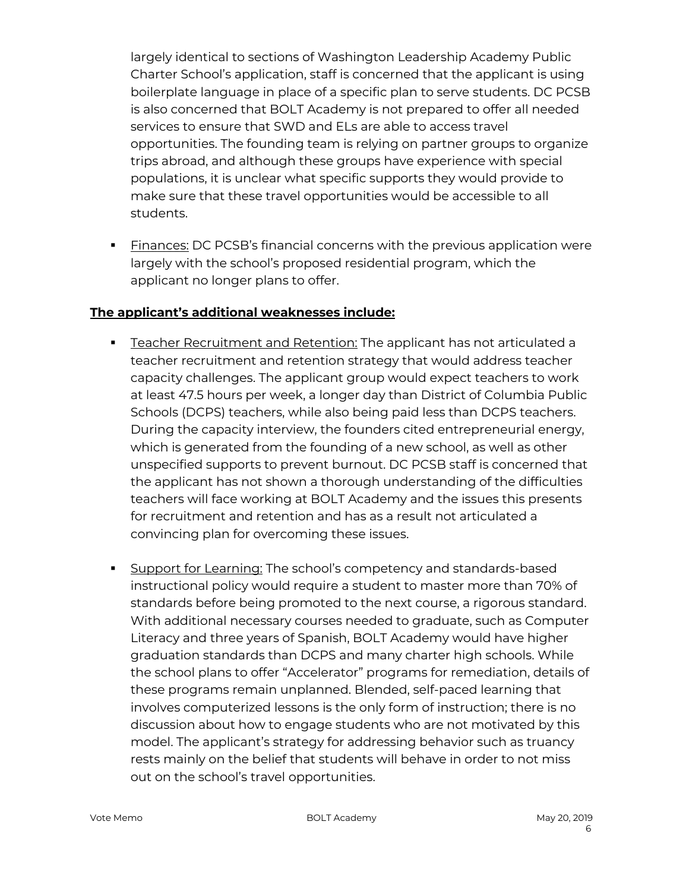largely identical to sections of Washington Leadership Academy Public Charter School's application, staff is concerned that the applicant is using boilerplate language in place of a specific plan to serve students. DC PCSB is also concerned that BOLT Academy is not prepared to offer all needed services to ensure that SWD and ELs are able to access travel opportunities. The founding team is relying on partner groups to organize trips abroad, and although these groups have experience with special populations, it is unclear what specific supports they would provide to make sure that these travel opportunities would be accessible to all students.

- Finances: DC PCSB's financial concerns with the previous application were largely with the school's proposed residential program, which the applicant no longer plans to offer.

**The applicant's additional weaknesses include:**

- Teacher Recruitment and Retention: The applicant has not articulated a teacher recruitment and retention strategy that would address teacher capacity challenges. The applicant group would expect teachers to work at least 47.5 hours per week, a longer day than District of Columbia Public Schools (DCPS) teachers, while also being paid less than DCPS teachers. During the capacity interview, the founders cited entrepreneurial energy, which is generated from the founding of a new school, as well as other unspecified supports to prevent burnout. DC PCSB staff is concerned that the applicant has not shown a thorough understanding of the difficulties teachers will face working at BOLT Academy and the issues this presents for recruitment and retention and has as a result not articulated a convincing plan for overcoming these issues.

- Support for Learning: The school's competency and standards-based instructional policy would require a student to master more than 70% of standards before being promoted to the next course, a rigorous standard. With additional necessary courses needed to graduate, such as Computer Literacy and three years of Spanish, BOLT Academy would have higher graduation standards than DCPS and many charter high schools. While the school plans to offer "Accelerator" programs for remediation, details of these programs remain unplanned. Blended, self-paced learning that involves computerized lessons is the only form of instruction; there is no discussion about how to engage students who are not motivated by this model. The applicant's strategy for addressing behavior such as truancy rests mainly on the belief that students will behave in order to not miss out on the school's travel opportunities.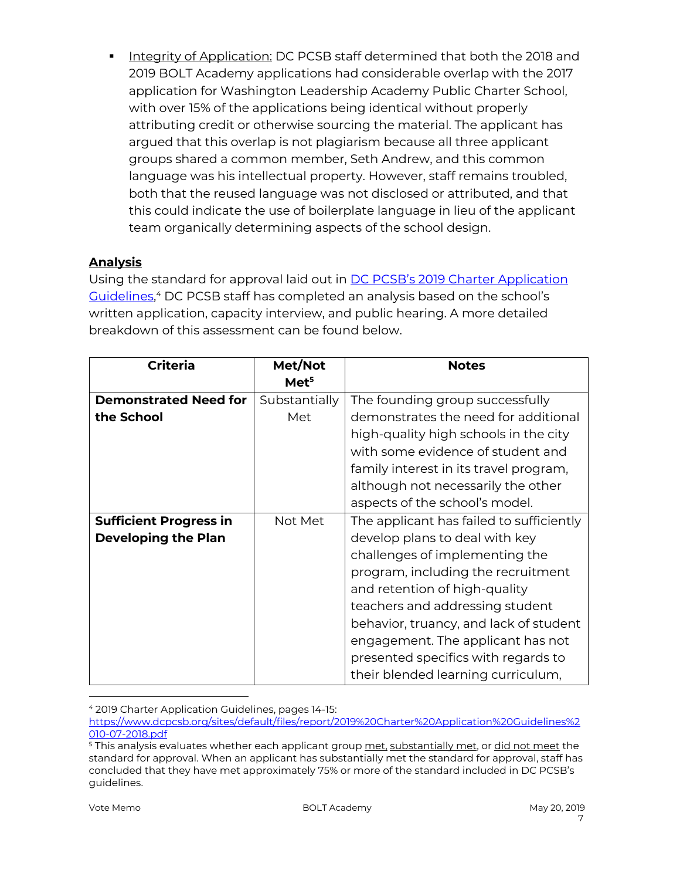- Integrity of Application: DC PCSB staff determined that both the 2018 and 2019 BOLT Academy applications had considerable overlap with the 2017 application for Washington Leadership Academy Public Charter School, with over 15% of the applications being identical without properly attributing credit or otherwise sourcing the material. The applicant has argued that this overlap is not plagiarism because all three applicant groups shared a common member, Seth Andrew, and this common language was his intellectual property. However, staff remains troubled, both that the reused language was not disclosed or attributed, and that this could indicate the use of boilerplate language in lieu of the applicant team organically determining aspects of the school design.

## Analysis

Using the standard for approval laid out in [DC PCSB's 2019 Charter Application Guidelines](https://www.dcpcsb.org/sites/default/files/report/2019%20Charter%20Application%20Guidelines%2010-07-2018.pdf),[4] DC PCSB staff has completed an analysis based on the school's written application, capacity interview, and public hearing. A more detailed breakdown of this assessment can be found below.

| Criteria | Met/Not Met[5] | Notes |
|---|---|---|
| **Demonstrated Need for the School** | Substantially Met | The founding group successfully demonstrates the need for additional high-quality high schools in the city with some evidence of student and family interest in its travel program, although not necessarily the other aspects of the school's model. |
| **Sufficient Progress in Developing the Plan** | Not Met | The applicant has failed to sufficiently develop plans to deal with key challenges of implementing the program, including the recruitment and retention of high-quality teachers and addressing student behavior, truancy, and lack of student engagement. The applicant has not presented specifics with regards to their blended learning curriculum, |

[4] 2019 Charter Application Guidelines, pages 14-15: https://www.dcpcsb.org/sites/default/files/report/2019%20Charter%20Application%20Guidelines%2010-07-2018.pdf

[5] This analysis evaluates whether each applicant group met, substantially met, or did not meet the standard for approval. When an applicant has substantially met the standard for approval, staff has concluded that they have met approximately 75% or more of the standard included in DC PCSB's guidelines.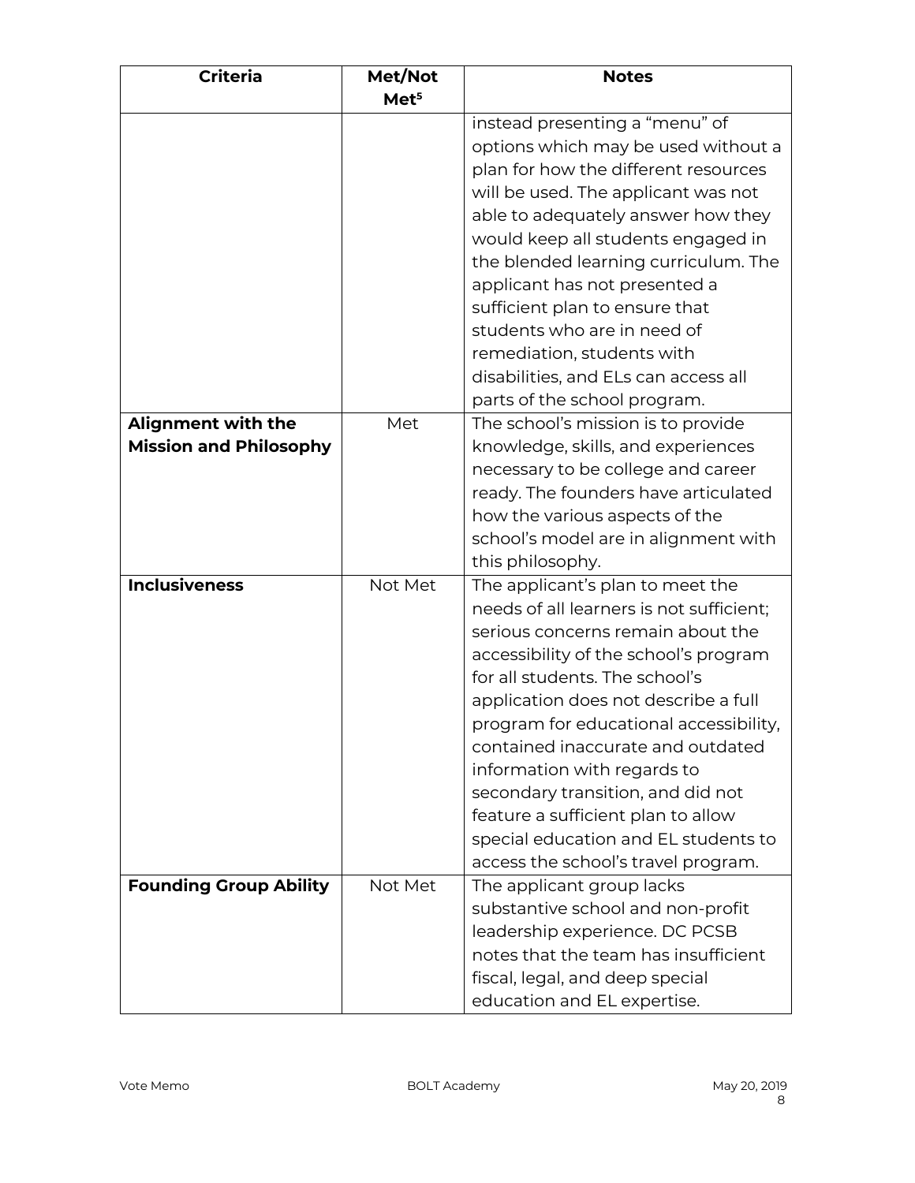| Criteria | Met/Not Met[5] | Notes |
|---|---|---|
| | | instead presenting a "menu" of options which may be used without a plan for how the different resources will be used. The applicant was not able to adequately answer how they would keep all students engaged in the blended learning curriculum. The applicant has not presented a sufficient plan to ensure that students who are in need of remediation, students with disabilities, and ELs can access all parts of the school program. |
| **Alignment with the Mission and Philosophy** | Met | The school's mission is to provide knowledge, skills, and experiences necessary to be college and career ready. The founders have articulated how the various aspects of the school's model are in alignment with this philosophy. |
| **Inclusiveness** | Not Met | The applicant's plan to meet the needs of all learners is not sufficient; serious concerns remain about the accessibility of the school's program for all students. The school's application does not describe a full program for educational accessibility, contained inaccurate and outdated information with regards to secondary transition, and did not feature a sufficient plan to allow special education and EL students to access the school's travel program. |
| **Founding Group Ability** | Not Met | The applicant group lacks substantive school and non-profit leadership experience. DC PCSB notes that the team has insufficient fiscal, legal, and deep special education and EL expertise. |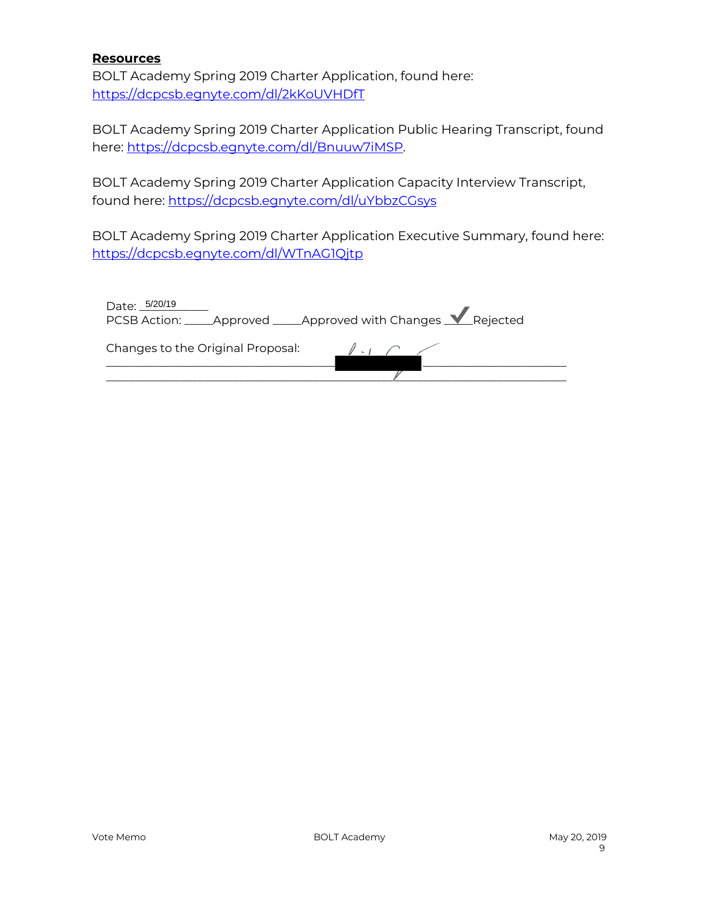## **Resources**

BOLT Academy Spring 2019 Charter Application, found here: https://dcpcsb.egnyte.com/dl/2kKoUVHDfT

BOLT Academy Spring 2019 Charter Application Public Hearing Transcript, found here: https://dcpcsb.egnyte.com/dl/Bnuuw7iMSP.

BOLT Academy Spring 2019 Charter Application Capacity Interview Transcript, found here: https://dcpcsb.egnyte.com/dl/uYbbzCGsys

BOLT Academy Spring 2019 Charter Application Executive Summary, found here: https://dcpcsb.egnyte.com/dl/WTnAG1Qjtp

Date: 5/20/19

PCSB Action: _____Approved _____Approved with Changes ✔ Rejected

Changes to the Original Proposal: ____________________________________________

____________________________________________